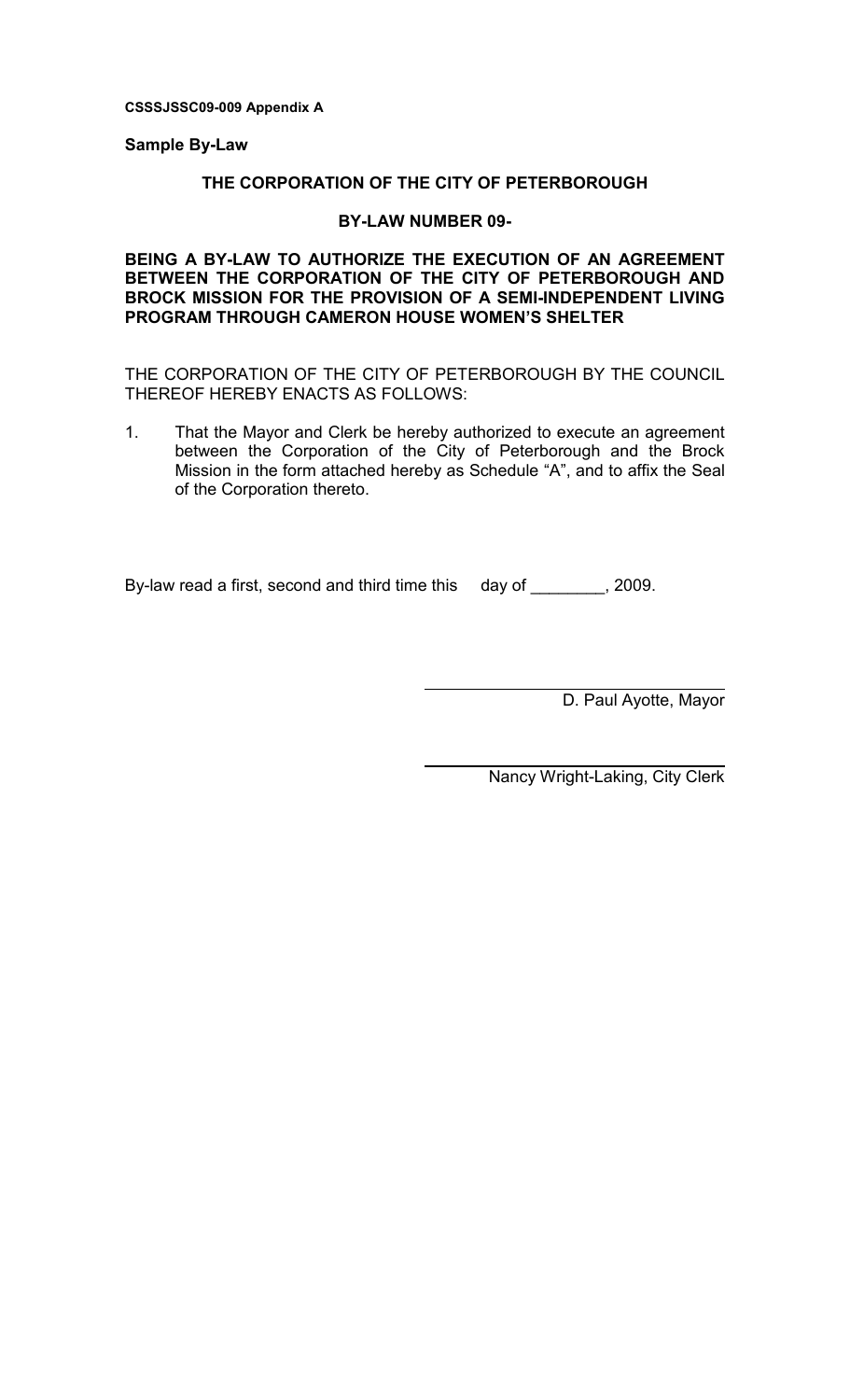**CSSSJSSC09-009 Appendix A**

**Sample By-Law**

**THE CORPORATION OF THE CITY OF PETERBOROUGH**

**BY-LAW NUMBER 09-**

**BEING A BY-LAW TO AUTHORIZE THE EXECUTION OF AN AGREEMENT BETWEEN THE CORPORATION OF THE CITY OF PETERBOROUGH AND BROCK MISSION FOR THE PROVISION OF A SEMI-INDEPENDENT LIVING PROGRAM THROUGH CAMERON HOUSE WOMEN'S SHELTER**

THE CORPORATION OF THE CITY OF PETERBOROUGH BY THE COUNCIL THEREOF HEREBY ENACTS AS FOLLOWS:

1. That the Mayor and Clerk be hereby authorized to execute an agreement between the Corporation of the City of Peterborough and the Brock Mission in the form attached hereby as Schedule "A", and to affix the Seal of the Corporation thereto.

By-law read a first, second and third time this day of ________, 2009.

D. Paul Ayotte, Mayor

Nancy Wright-Laking, City Clerk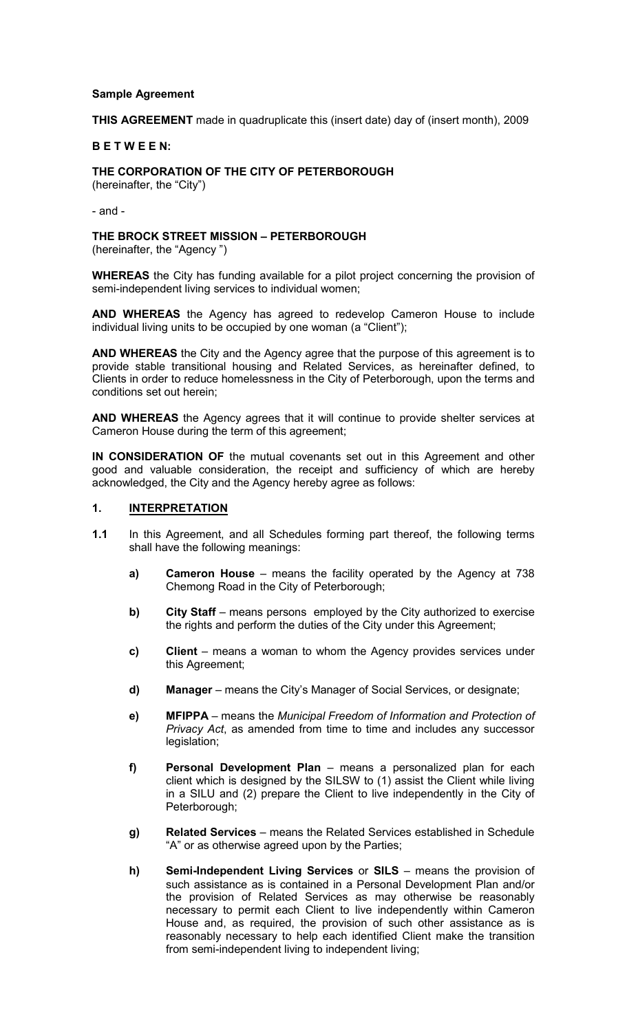**Sample Agreement**

**THIS AGREEMENT** made in quadruplicate this (insert date) day of (insert month), 2009

**B E T W E E N:**

**THE CORPORATION OF THE CITY OF PETERBOROUGH**
(hereinafter, the "City")

- and -

**THE BROCK STREET MISSION – PETERBOROUGH**
(hereinafter, the "Agency ")

**WHEREAS** the City has funding available for a pilot project concerning the provision of semi-independent living services to individual women;

**AND WHEREAS** the Agency has agreed to redevelop Cameron House to include individual living units to be occupied by one woman (a "Client");

**AND WHEREAS** the City and the Agency agree that the purpose of this agreement is to provide stable transitional housing and Related Services, as hereinafter defined, to Clients in order to reduce homelessness in the City of Peterborough, upon the terms and conditions set out herein;

**AND WHEREAS** the Agency agrees that it will continue to provide shelter services at Cameron House during the term of this agreement;

**IN CONSIDERATION OF** the mutual covenants set out in this Agreement and other good and valuable consideration, the receipt and sufficiency of which are hereby acknowledged, the City and the Agency hereby agree as follows:

## 1. INTERPRETATION

**1.1** In this Agreement, and all Schedules forming part thereof, the following terms shall have the following meanings:

**a)** **Cameron House** – means the facility operated by the Agency at 738 Chemong Road in the City of Peterborough;

**b)** **City Staff** – means persons employed by the City authorized to exercise the rights and perform the duties of the City under this Agreement;

**c)** **Client** – means a woman to whom the Agency provides services under this Agreement;

**d)** **Manager** – means the City's Manager of Social Services, or designate;

**e)** **MFIPPA** – means the *Municipal Freedom of Information and Protection of Privacy Act*, as amended from time to time and includes any successor legislation;

**f)** **Personal Development Plan** – means a personalized plan for each client which is designed by the SILSW to (1) assist the Client while living in a SILU and (2) prepare the Client to live independently in the City of Peterborough;

**g)** **Related Services** – means the Related Services established in Schedule "A" or as otherwise agreed upon by the Parties;

**h)** **Semi-Independent Living Services** or **SILS** – means the provision of such assistance as is contained in a Personal Development Plan and/or the provision of Related Services as may otherwise be reasonably necessary to permit each Client to live independently within Cameron House and, as required, the provision of such other assistance as is reasonably necessary to help each identified Client make the transition from semi-independent living to independent living;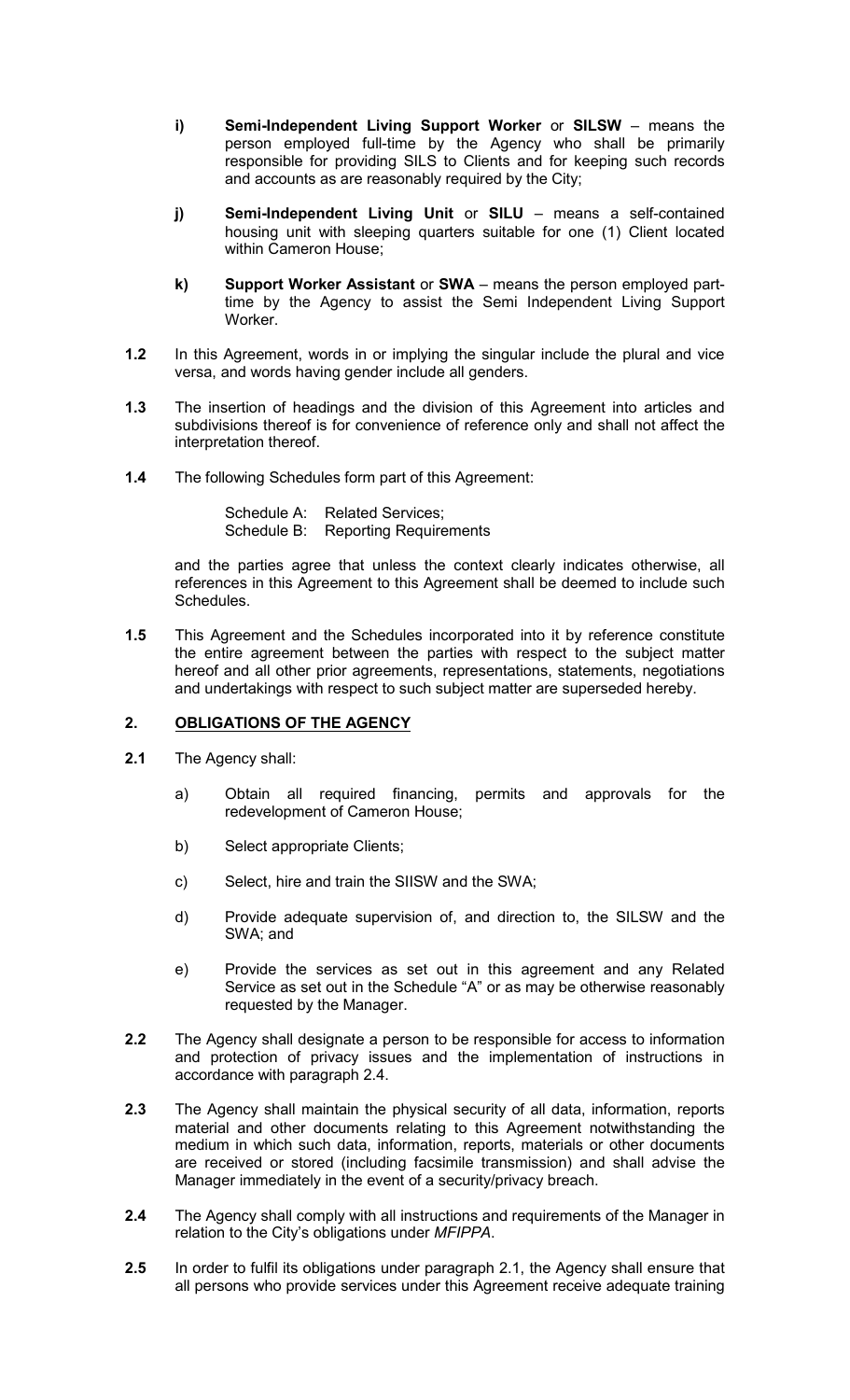- **i)** **Semi-Independent Living Support Worker** or **SILSW** – means the person employed full-time by the Agency who shall be primarily responsible for providing SILS to Clients and for keeping such records and accounts as are reasonably required by the City;

- **j)** **Semi-Independent Living Unit** or **SILU** – means a self-contained housing unit with sleeping quarters suitable for one (1) Client located within Cameron House;

- **k)** **Support Worker Assistant** or **SWA** – means the person employed part-time by the Agency to assist the Semi Independent Living Support Worker.

**1.2** In this Agreement, words in or implying the singular include the plural and vice versa, and words having gender include all genders.

**1.3** The insertion of headings and the division of this Agreement into articles and subdivisions thereof is for convenience of reference only and shall not affect the interpretation thereof.

**1.4** The following Schedules form part of this Agreement:

Schedule A: Related Services;
Schedule B: Reporting Requirements

and the parties agree that unless the context clearly indicates otherwise, all references in this Agreement to this Agreement shall be deemed to include such Schedules.

**1.5** This Agreement and the Schedules incorporated into it by reference constitute the entire agreement between the parties with respect to the subject matter hereof and all other prior agreements, representations, statements, negotiations and undertakings with respect to such subject matter are superseded hereby.

## 2. OBLIGATIONS OF THE AGENCY

**2.1** The Agency shall:

- a) Obtain all required financing, permits and approvals for the redevelopment of Cameron House;

- b) Select appropriate Clients;

- c) Select, hire and train the SIISW and the SWA;

- d) Provide adequate supervision of, and direction to, the SILSW and the SWA; and

- e) Provide the services as set out in this agreement and any Related Service as set out in the Schedule "A" or as may be otherwise reasonably requested by the Manager.

**2.2** The Agency shall designate a person to be responsible for access to information and protection of privacy issues and the implementation of instructions in accordance with paragraph 2.4.

**2.3** The Agency shall maintain the physical security of all data, information, reports material and other documents relating to this Agreement notwithstanding the medium in which such data, information, reports, materials or other documents are received or stored (including facsimile transmission) and shall advise the Manager immediately in the event of a security/privacy breach.

**2.4** The Agency shall comply with all instructions and requirements of the Manager in relation to the City's obligations under *MFIPPA*.

**2.5** In order to fulfil its obligations under paragraph 2.1, the Agency shall ensure that all persons who provide services under this Agreement receive adequate training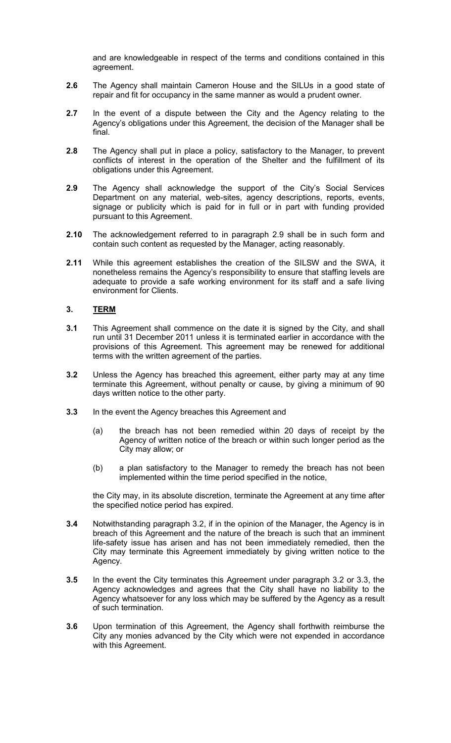and are knowledgeable in respect of the terms and conditions contained in this agreement.

**2.6** The Agency shall maintain Cameron House and the SILUs in a good state of repair and fit for occupancy in the same manner as would a prudent owner.

**2.7** In the event of a dispute between the City and the Agency relating to the Agency's obligations under this Agreement, the decision of the Manager shall be final.

**2.8** The Agency shall put in place a policy, satisfactory to the Manager, to prevent conflicts of interest in the operation of the Shelter and the fulfillment of its obligations under this Agreement.

**2.9** The Agency shall acknowledge the support of the City's Social Services Department on any material, web-sites, agency descriptions, reports, events, signage or publicity which is paid for in full or in part with funding provided pursuant to this Agreement.

**2.10** The acknowledgement referred to in paragraph 2.9 shall be in such form and contain such content as requested by the Manager, acting reasonably.

**2.11** While this agreement establishes the creation of the SILSW and the SWA, it nonetheless remains the Agency's responsibility to ensure that staffing levels are adequate to provide a safe working environment for its staff and a safe living environment for Clients.

## 3. TERM

**3.1** This Agreement shall commence on the date it is signed by the City, and shall run until 31 December 2011 unless it is terminated earlier in accordance with the provisions of this Agreement. This agreement may be renewed for additional terms with the written agreement of the parties.

**3.2** Unless the Agency has breached this agreement, either party may at any time terminate this Agreement, without penalty or cause, by giving a minimum of 90 days written notice to the other party.

**3.3** In the event the Agency breaches this Agreement and

(a) the breach has not been remedied within 20 days of receipt by the Agency of written notice of the breach or within such longer period as the City may allow; or

(b) a plan satisfactory to the Manager to remedy the breach has not been implemented within the time period specified in the notice,

the City may, in its absolute discretion, terminate the Agreement at any time after the specified notice period has expired.

**3.4** Notwithstanding paragraph 3.2, if in the opinion of the Manager, the Agency is in breach of this Agreement and the nature of the breach is such that an imminent life-safety issue has arisen and has not been immediately remedied, then the City may terminate this Agreement immediately by giving written notice to the Agency.

**3.5** In the event the City terminates this Agreement under paragraph 3.2 or 3.3, the Agency acknowledges and agrees that the City shall have no liability to the Agency whatsoever for any loss which may be suffered by the Agency as a result of such termination.

**3.6** Upon termination of this Agreement, the Agency shall forthwith reimburse the City any monies advanced by the City which were not expended in accordance with this Agreement.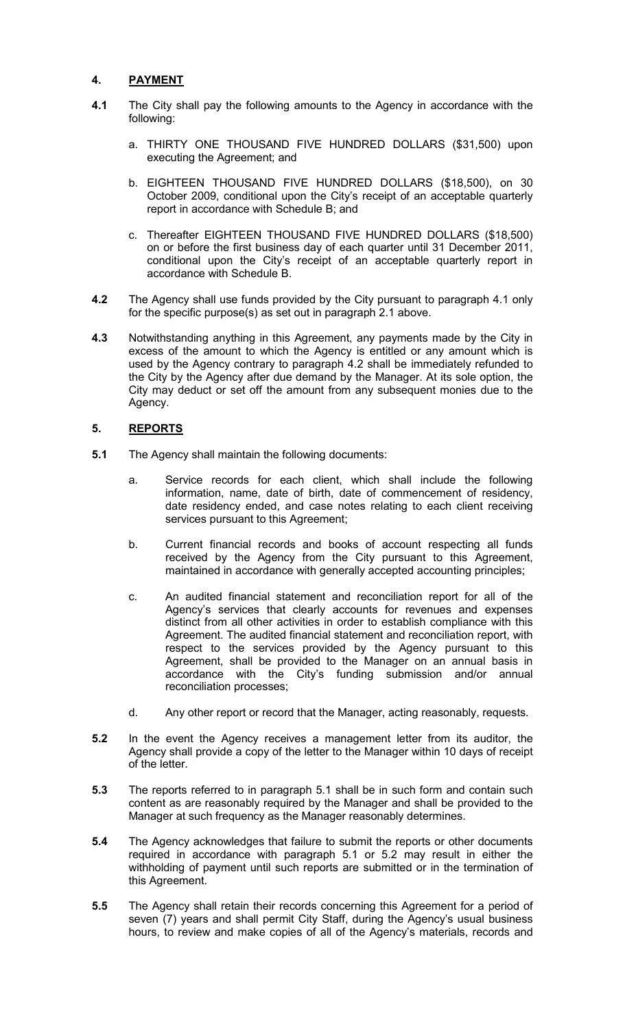## 4. PAYMENT

**4.1** The City shall pay the following amounts to the Agency in accordance with the following:

a. THIRTY ONE THOUSAND FIVE HUNDRED DOLLARS ($31,500) upon executing the Agreement; and

b. EIGHTEEN THOUSAND FIVE HUNDRED DOLLARS ($18,500), on 30 October 2009, conditional upon the City's receipt of an acceptable quarterly report in accordance with Schedule B; and

c. Thereafter EIGHTEEN THOUSAND FIVE HUNDRED DOLLARS ($18,500) on or before the first business day of each quarter until 31 December 2011, conditional upon the City's receipt of an acceptable quarterly report in accordance with Schedule B.

**4.2** The Agency shall use funds provided by the City pursuant to paragraph 4.1 only for the specific purpose(s) as set out in paragraph 2.1 above.

**4.3** Notwithstanding anything in this Agreement, any payments made by the City in excess of the amount to which the Agency is entitled or any amount which is used by the Agency contrary to paragraph 4.2 shall be immediately refunded to the City by the Agency after due demand by the Manager. At its sole option, the City may deduct or set off the amount from any subsequent monies due to the Agency.

## 5. REPORTS

**5.1** The Agency shall maintain the following documents:

a. Service records for each client, which shall include the following information, name, date of birth, date of commencement of residency, date residency ended, and case notes relating to each client receiving services pursuant to this Agreement;

b. Current financial records and books of account respecting all funds received by the Agency from the City pursuant to this Agreement, maintained in accordance with generally accepted accounting principles;

c. An audited financial statement and reconciliation report for all of the Agency's services that clearly accounts for revenues and expenses distinct from all other activities in order to establish compliance with this Agreement. The audited financial statement and reconciliation report, with respect to the services provided by the Agency pursuant to this Agreement, shall be provided to the Manager on an annual basis in accordance with the City's funding submission and/or annual reconciliation processes;

d. Any other report or record that the Manager, acting reasonably, requests.

**5.2** In the event the Agency receives a management letter from its auditor, the Agency shall provide a copy of the letter to the Manager within 10 days of receipt of the letter.

**5.3** The reports referred to in paragraph 5.1 shall be in such form and contain such content as are reasonably required by the Manager and shall be provided to the Manager at such frequency as the Manager reasonably determines.

**5.4** The Agency acknowledges that failure to submit the reports or other documents required in accordance with paragraph 5.1 or 5.2 may result in either the withholding of payment until such reports are submitted or in the termination of this Agreement.

**5.5** The Agency shall retain their records concerning this Agreement for a period of seven (7) years and shall permit City Staff, during the Agency's usual business hours, to review and make copies of all of the Agency's materials, records and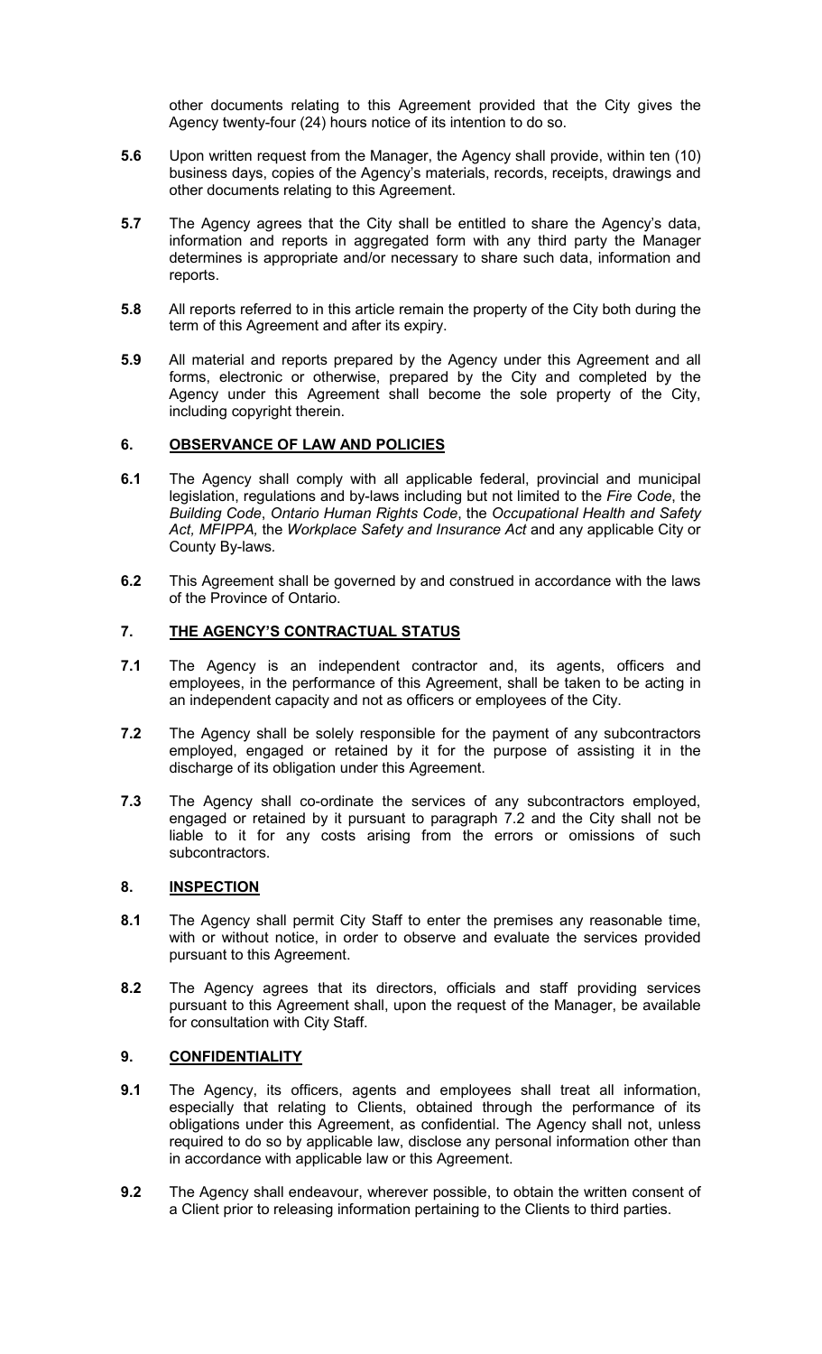other documents relating to this Agreement provided that the City gives the Agency twenty-four (24) hours notice of its intention to do so.

**5.6** Upon written request from the Manager, the Agency shall provide, within ten (10) business days, copies of the Agency's materials, records, receipts, drawings and other documents relating to this Agreement.

**5.7** The Agency agrees that the City shall be entitled to share the Agency's data, information and reports in aggregated form with any third party the Manager determines is appropriate and/or necessary to share such data, information and reports.

**5.8** All reports referred to in this article remain the property of the City both during the term of this Agreement and after its expiry.

**5.9** All material and reports prepared by the Agency under this Agreement and all forms, electronic or otherwise, prepared by the City and completed by the Agency under this Agreement shall become the sole property of the City, including copyright therein.

## 6. OBSERVANCE OF LAW AND POLICIES

**6.1** The Agency shall comply with all applicable federal, provincial and municipal legislation, regulations and by-laws including but not limited to the *Fire Code*, the *Building Code*, *Ontario Human Rights Code*, the *Occupational Health and Safety Act, MFIPPA,* the *Workplace Safety and Insurance Act* and any applicable City or County By-laws.

**6.2** This Agreement shall be governed by and construed in accordance with the laws of the Province of Ontario.

## 7. THE AGENCY'S CONTRACTUAL STATUS

**7.1** The Agency is an independent contractor and, its agents, officers and employees, in the performance of this Agreement, shall be taken to be acting in an independent capacity and not as officers or employees of the City.

**7.2** The Agency shall be solely responsible for the payment of any subcontractors employed, engaged or retained by it for the purpose of assisting it in the discharge of its obligation under this Agreement.

**7.3** The Agency shall co-ordinate the services of any subcontractors employed, engaged or retained by it pursuant to paragraph 7.2 and the City shall not be liable to it for any costs arising from the errors or omissions of such subcontractors.

## 8. INSPECTION

**8.1** The Agency shall permit City Staff to enter the premises any reasonable time, with or without notice, in order to observe and evaluate the services provided pursuant to this Agreement.

**8.2** The Agency agrees that its directors, officials and staff providing services pursuant to this Agreement shall, upon the request of the Manager, be available for consultation with City Staff.

## 9. CONFIDENTIALITY

**9.1** The Agency, its officers, agents and employees shall treat all information, especially that relating to Clients, obtained through the performance of its obligations under this Agreement, as confidential. The Agency shall not, unless required to do so by applicable law, disclose any personal information other than in accordance with applicable law or this Agreement.

**9.2** The Agency shall endeavour, wherever possible, to obtain the written consent of a Client prior to releasing information pertaining to the Clients to third parties.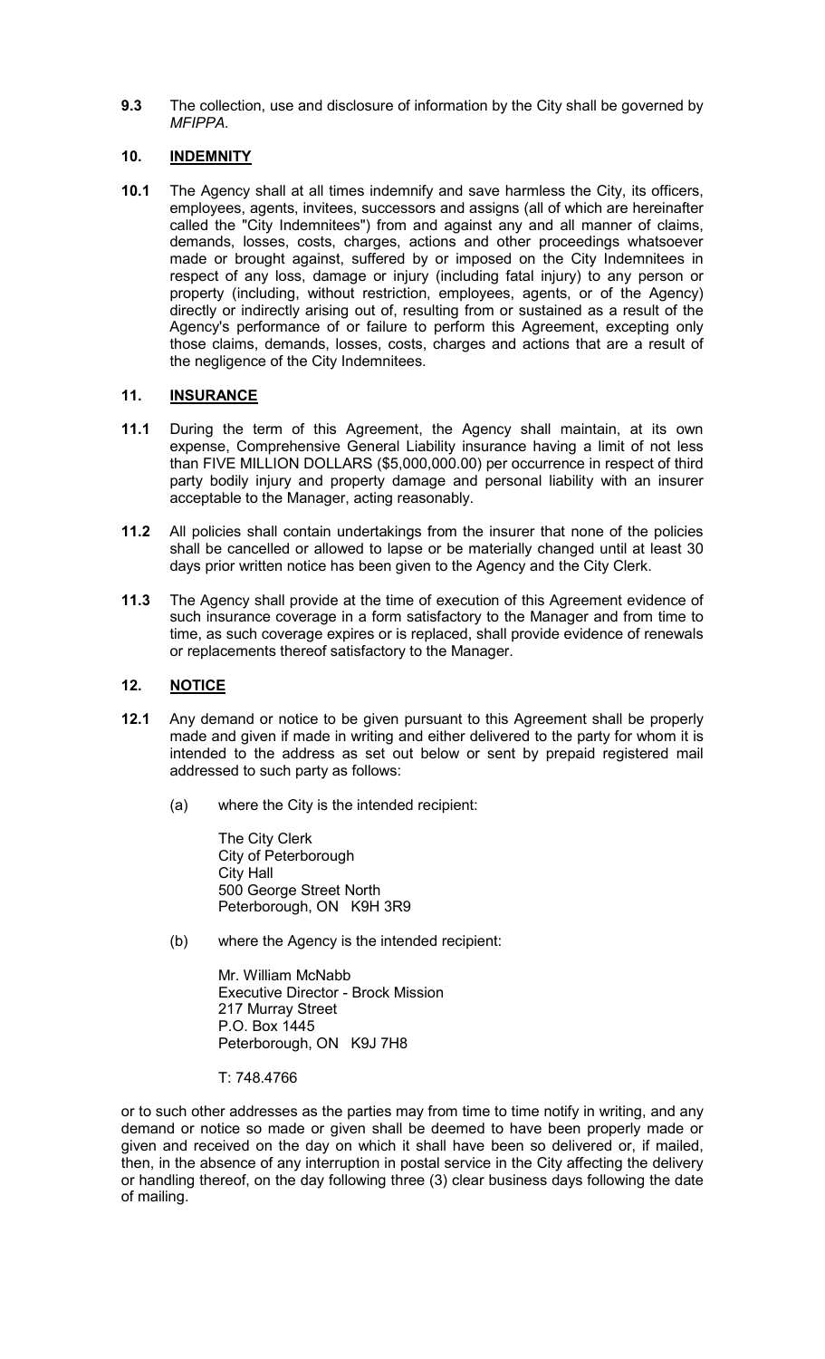**9.3** The collection, use and disclosure of information by the City shall be governed by *MFIPPA*.

## 10. INDEMNITY

**10.1** The Agency shall at all times indemnify and save harmless the City, its officers, employees, agents, invitees, successors and assigns (all of which are hereinafter called the "City Indemnitees") from and against any and all manner of claims, demands, losses, costs, charges, actions and other proceedings whatsoever made or brought against, suffered by or imposed on the City Indemnitees in respect of any loss, damage or injury (including fatal injury) to any person or property (including, without restriction, employees, agents, or of the Agency) directly or indirectly arising out of, resulting from or sustained as a result of the Agency's performance of or failure to perform this Agreement, excepting only those claims, demands, losses, costs, charges and actions that are a result of the negligence of the City Indemnitees.

## 11. INSURANCE

**11.1** During the term of this Agreement, the Agency shall maintain, at its own expense, Comprehensive General Liability insurance having a limit of not less than FIVE MILLION DOLLARS ($5,000,000.00) per occurrence in respect of third party bodily injury and property damage and personal liability with an insurer acceptable to the Manager, acting reasonably.

**11.2** All policies shall contain undertakings from the insurer that none of the policies shall be cancelled or allowed to lapse or be materially changed until at least 30 days prior written notice has been given to the Agency and the City Clerk.

**11.3** The Agency shall provide at the time of execution of this Agreement evidence of such insurance coverage in a form satisfactory to the Manager and from time to time, as such coverage expires or is replaced, shall provide evidence of renewals or replacements thereof satisfactory to the Manager.

## 12. NOTICE

**12.1** Any demand or notice to be given pursuant to this Agreement shall be properly made and given if made in writing and either delivered to the party for whom it is intended to the address as set out below or sent by prepaid registered mail addressed to such party as follows:

(a) where the City is the intended recipient:

The City Clerk
City of Peterborough
City Hall
500 George Street North
Peterborough, ON K9H 3R9

(b) where the Agency is the intended recipient:

Mr. William McNabb
Executive Director - Brock Mission
217 Murray Street
P.O. Box 1445
Peterborough, ON K9J 7H8

T: 748.4766

or to such other addresses as the parties may from time to time notify in writing, and any demand or notice so made or given shall be deemed to have been properly made or given and received on the day on which it shall have been so delivered or, if mailed, then, in the absence of any interruption in postal service in the City affecting the delivery or handling thereof, on the day following three (3) clear business days following the date of mailing.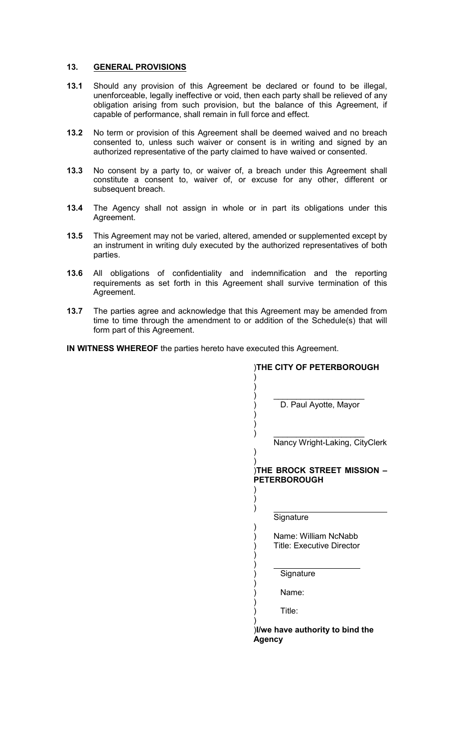## 13. GENERAL PROVISIONS

**13.1** Should any provision of this Agreement be declared or found to be illegal, unenforceable, legally ineffective or void, then each party shall be relieved of any obligation arising from such provision, but the balance of this Agreement, if capable of performance, shall remain in full force and effect.

**13.2** No term or provision of this Agreement shall be deemed waived and no breach consented to, unless such waiver or consent is in writing and signed by an authorized representative of the party claimed to have waived or consented.

**13.3** No consent by a party to, or waiver of, a breach under this Agreement shall constitute a consent to, waiver of, or excuse for any other, different or subsequent breach.

**13.4** The Agency shall not assign in whole or in part its obligations under this Agreement.

**13.5** This Agreement may not be varied, altered, amended or supplemented except by an instrument in writing duly executed by the authorized representatives of both parties.

**13.6** All obligations of confidentiality and indemnification and the reporting requirements as set forth in this Agreement shall survive termination of this Agreement.

**13.7** The parties agree and acknowledge that this Agreement may be amended from time to time through the amendment to or addition of the Schedule(s) that will form part of this Agreement.

**IN WITNESS WHEREOF** the parties hereto have executed this Agreement.

**THE CITY OF PETERBOROUGH**

\_\_\_\_\_\_\_\_\_\_\_\_\_\_\_\_\_\_\_\_
D. Paul Ayotte, Mayor

\_\_\_\_\_\_\_\_\_\_\_\_\_\_\_\_\_\_\_\_
Nancy Wright-Laking, CityClerk

**THE BROCK STREET MISSION – PETERBOROUGH**

\_\_\_\_\_\_\_\_\_\_\_\_\_\_\_\_\_\_\_\_
Signature

Name: William NcNabb
Title: Executive Director

\_\_\_\_\_\_\_\_\_\_\_\_\_\_\_\_\_\_\_\_
Signature

Name:

Title:

**I/we have authority to bind the Agency**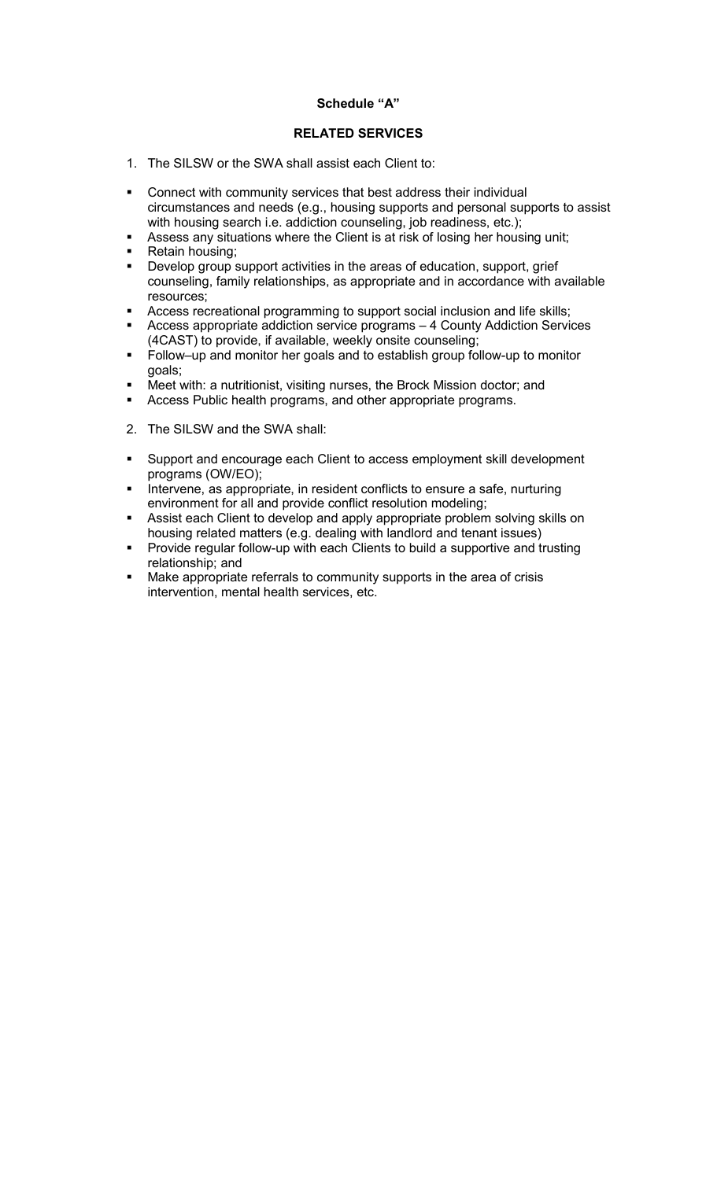**Schedule "A"**

**RELATED SERVICES**

1. The SILSW or the SWA shall assist each Client to:

- Connect with community services that best address their individual circumstances and needs (e.g., housing supports and personal supports to assist with housing search i.e. addiction counseling, job readiness, etc.);
- Assess any situations where the Client is at risk of losing her housing unit;
- Retain housing;
- Develop group support activities in the areas of education, support, grief counseling, family relationships, as appropriate and in accordance with available resources;
- Access recreational programming to support social inclusion and life skills;
- Access appropriate addiction service programs – 4 County Addiction Services (4CAST) to provide, if available, weekly onsite counseling;
- Follow–up and monitor her goals and to establish group follow-up to monitor goals;
- Meet with: a nutritionist, visiting nurses, the Brock Mission doctor; and
- Access Public health programs, and other appropriate programs.

2. The SILSW and the SWA shall:

- Support and encourage each Client to access employment skill development programs (OW/EO);
- Intervene, as appropriate, in resident conflicts to ensure a safe, nurturing environment for all and provide conflict resolution modeling;
- Assist each Client to develop and apply appropriate problem solving skills on housing related matters (e.g. dealing with landlord and tenant issues)
- Provide regular follow-up with each Clients to build a supportive and trusting relationship; and
- Make appropriate referrals to community supports in the area of crisis intervention, mental health services, etc.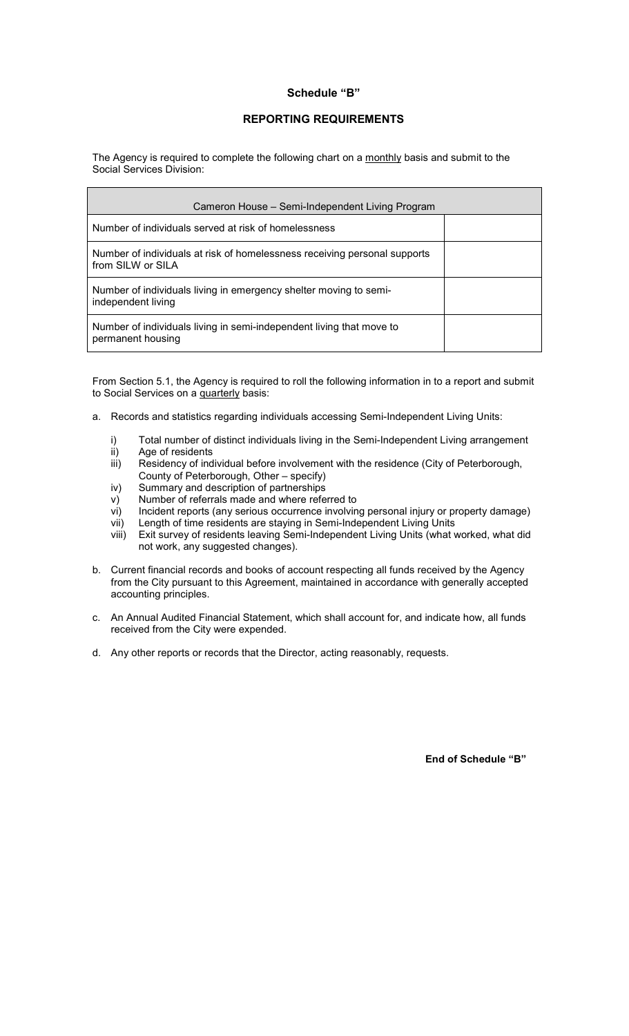## Schedule "B"

## REPORTING REQUIREMENTS

The Agency is required to complete the following chart on a monthly basis and submit to the Social Services Division:

| Cameron House – Semi-Independent Living Program | |
|---|---|
| Number of individuals served at risk of homelessness | |
| Number of individuals at risk of homelessness receiving personal supports from SILW or SILA | |
| Number of individuals living in emergency shelter moving to semi-independent living | |
| Number of individuals living in semi-independent living that move to permanent housing | |

From Section 5.1, the Agency is required to roll the following information in to a report and submit to Social Services on a quarterly basis:

a. Records and statistics regarding individuals accessing Semi-Independent Living Units:

   i) Total number of distinct individuals living in the Semi-Independent Living arrangement
   ii) Age of residents
   iii) Residency of individual before involvement with the residence (City of Peterborough, County of Peterborough, Other – specify)
   iv) Summary and description of partnerships
   v) Number of referrals made and where referred to
   vi) Incident reports (any serious occurrence involving personal injury or property damage)
   vii) Length of time residents are staying in Semi-Independent Living Units
   viii) Exit survey of residents leaving Semi-Independent Living Units (what worked, what did not work, any suggested changes).

b. Current financial records and books of account respecting all funds received by the Agency from the City pursuant to this Agreement, maintained in accordance with generally accepted accounting principles.

c. An Annual Audited Financial Statement, which shall account for, and indicate how, all funds received from the City were expended.

d. Any other reports or records that the Director, acting reasonably, requests.

**End of Schedule "B"**